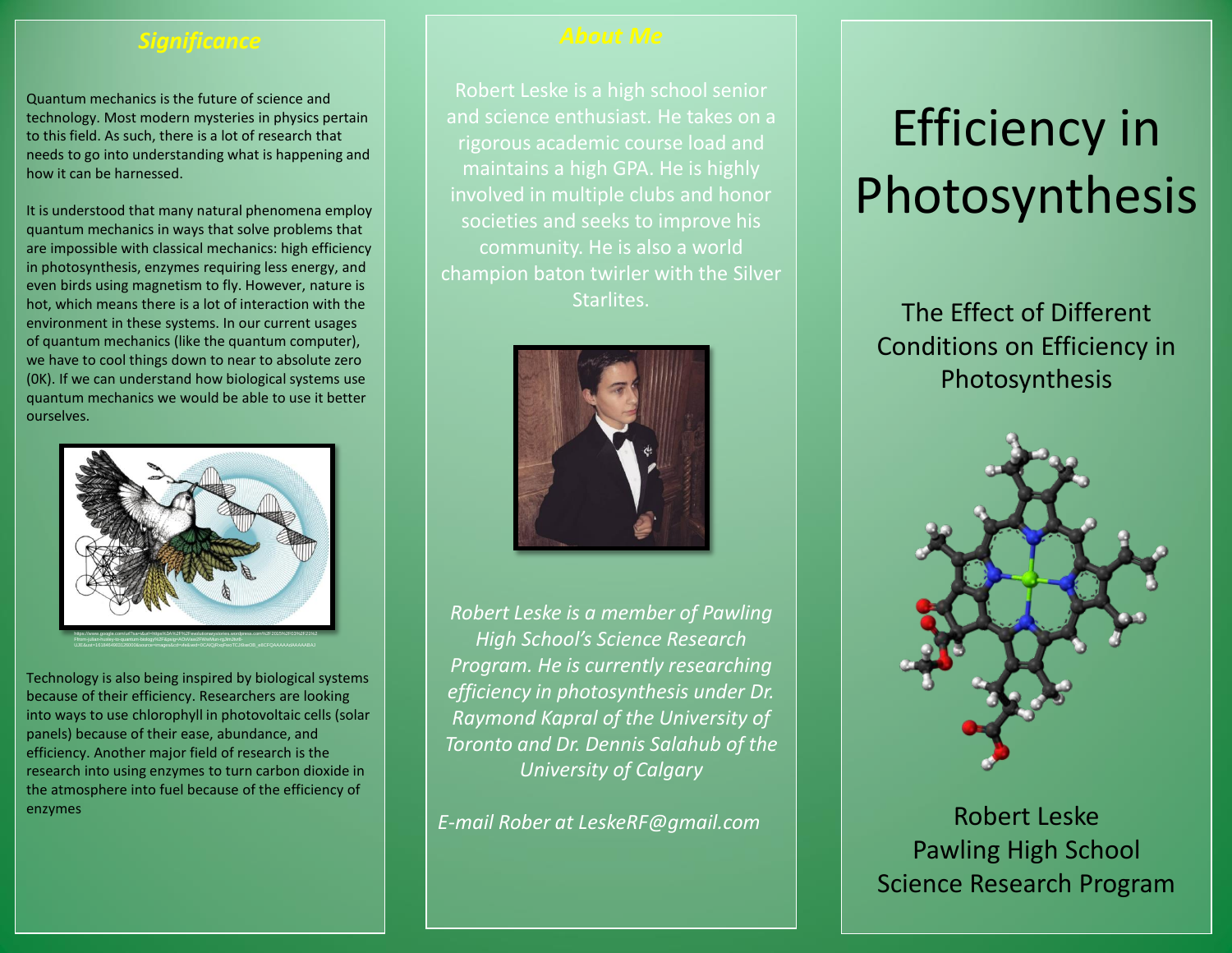## *Significance*

Quantum mechanics is the future of science and technology. Most modern mysteries in physics pertain to this field. As such, there is a lot of research that needs to go into understanding what is happening and how it can be harnessed.

It is understood that many natural phenomena employ quantum mechanics in ways that solve problems that are impossible with classical mechanics: high efficiency in photosynthesis, enzymes requiring less energy, and even birds using magnetism to fly. However, nature is hot, which means there is a lot of interaction with the environment in these systems. In our current usages of quantum mechanics (like the quantum computer), we have to cool things down to near to absolute zero (0K). If we can understand how biological systems use quantum mechanics we would be able to use it better ourselves.

Technology is also being inspired by biological systems because of their efficiency. Researchers are looking into ways to use chlorophyll in photovoltaic cells (solar panels) because of their ease, abundance, and efficiency. Another major field of research is the research into using enzymes to turn carbon dioxide in the atmosphere into fuel because of the efficiency of enzymes

## *About Me*

Robert Leske is a high school senior and science enthusiast. He takes on a rigorous academic course load and maintains a high GPA. He is highly involved in multiple clubs and honor societies and seeks to improve his community. He is also a world champion baton twirler with the Silver Starlites.

*Robert Leske is a member of Pawling High School's Science Research Program. He is currently researching efficiency in photosynthesis under Dr. Raymond Kapral of the University of Toronto and Dr. Dennis Salahub of the University of Calgary*

*E-mail Rober at LeskeRF@gmail.com*

# Efficiency in Photosynthesis

## The Effect of Different Conditions on Efficiency in Photosynthesis

Robert Leske
Pawling High School
Science Research Program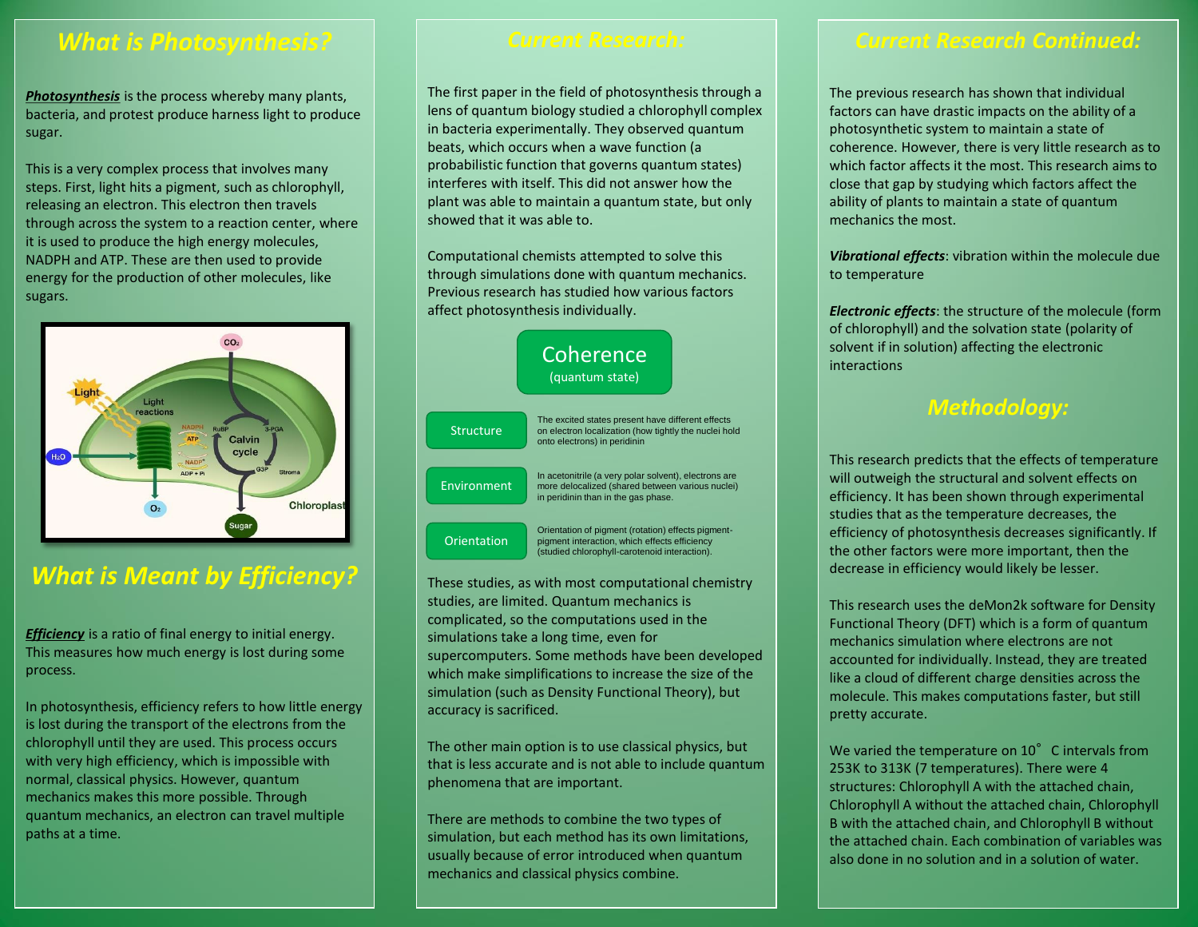# What is Photosynthesis?

***Photosynthesis*** is the process whereby many plants, bacteria, and protest produce harness light to produce sugar.

This is a very complex process that involves many steps. First, light hits a pigment, such as chlorophyll, releasing an electron. This electron then travels through across the system to a reaction center, where it is used to produce the high energy molecules, NADPH and ATP. These are then used to provide energy for the production of other molecules, like sugars.

Light
Light reactions
$CO_2$
$H_2O$
NADPH
ATP
NADP+
ADP + Pi
RuBP
3-PGA
Calvin cycle
G3P
Stroma
$O_2$
Sugar
Chloroplast

# What is Meant by Efficiency?

***Efficiency*** is a ratio of final energy to initial energy. This measures how much energy is lost during some process.

In photosynthesis, efficiency refers to how little energy is lost during the transport of the electrons from the chlorophyll until they are used. This process occurs with very high efficiency, which is impossible with normal, classical physics. However, quantum mechanics makes this more possible. Through quantum mechanics, an electron can travel multiple paths at a time.

# Current Research:

The first paper in the field of photosynthesis through a lens of quantum biology studied a chlorophyll complex in bacteria experimentally. They observed quantum beats, which occurs when a wave function (a probabilistic function that governs quantum states) interferes with itself. This did not answer how the plant was able to maintain a quantum state, but only showed that it was able to.

Computational chemists attempted to solve this through simulations done with quantum mechanics. Previous research has studied how various factors affect photosynthesis individually.

**Coherence** (quantum state)

- **Structure**: The excited states present have different effects on electron localization (how tightly the nuclei hold onto electrons) in peridinin
- **Environment**: In acetonitrile (a very polar solvent), electrons are more delocalized (shared between various nuclei) in peridinin than in the gas phase.
- **Orientation**: Orientation of pigment (rotation) effects pigment-pigment interaction, which effects efficiency (studied chlorophyll-carotenoid interaction).

These studies, as with most computational chemistry studies, are limited. Quantum mechanics is complicated, so the computations used in the simulations take a long time, even for supercomputers. Some methods have been developed which make simplifications to increase the size of the simulation (such as Density Functional Theory), but accuracy is sacrificed.

The other main option is to use classical physics, but that is less accurate and is not able to include quantum phenomena that are important.

There are methods to combine the two types of simulation, but each method has its own limitations, usually because of error introduced when quantum mechanics and classical physics combine.

# Current Research Continued:

The previous research has shown that individual factors can have drastic impacts on the ability of a photosynthetic system to maintain a state of coherence. However, there is very little research as to which factor affects it the most. This research aims to close that gap by studying which factors affect the ability of plants to maintain a state of quantum mechanics the most.

***Vibrational effects***: vibration within the molecule due to temperature

***Electronic effects***: the structure of the molecule (form of chlorophyll) and the solvation state (polarity of solvent if in solution) affecting the electronic interactions

# Methodology:

This research predicts that the effects of temperature will outweigh the structural and solvent effects on efficiency. It has been shown through experimental studies that as the temperature decreases, the efficiency of photosynthesis decreases significantly. If the other factors were more important, then the decrease in efficiency would likely be lesser.

This research uses the deMon2k software for Density Functional Theory (DFT) which is a form of quantum mechanics simulation where electrons are not accounted for individually. Instead, they are treated like a cloud of different charge densities across the molecule. This makes computations faster, but still pretty accurate.

We varied the temperature on 10° C intervals from 253K to 313K (7 temperatures). There were 4 structures: Chlorophyll A with the attached chain, Chlorophyll A without the attached chain, Chlorophyll B with the attached chain, and Chlorophyll B without the attached chain. Each combination of variables was also done in no solution and in a solution of water.